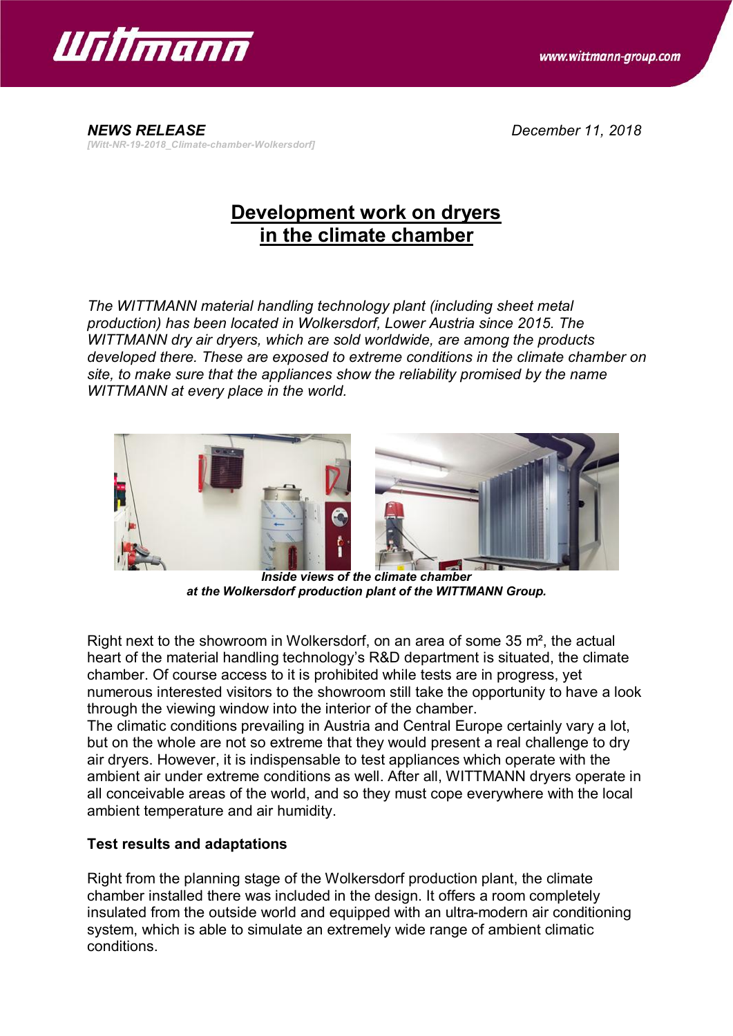***NEWS RELEASE*** *December 11, 2018*

*[Witt-NR-19-2018_Climate-chamber-Wolkersdorf]*

# Development work on dryers in the climate chamber

*The WITTMANN material handling technology plant (including sheet metal production) has been located in Wolkersdorf, Lower Austria since 2015. The WITTMANN dry air dryers, which are sold worldwide, are among the products developed there. These are exposed to extreme conditions in the climate chamber on site, to make sure that the appliances show the reliability promised by the name WITTMANN at every place in the world.*

***Inside views of the climate chamber at the Wolkersdorf production plant of the WITTMANN Group.***

Right next to the showroom in Wolkersdorf, on an area of some 35 m², the actual heart of the material handling technology's R&D department is situated, the climate chamber. Of course access to it is prohibited while tests are in progress, yet numerous interested visitors to the showroom still take the opportunity to have a look through the viewing window into the interior of the chamber.

The climatic conditions prevailing in Austria and Central Europe certainly vary a lot, but on the whole are not so extreme that they would present a real challenge to dry air dryers. However, it is indispensable to test appliances which operate with the ambient air under extreme conditions as well. After all, WITTMANN dryers operate in all conceivable areas of the world, and so they must cope everywhere with the local ambient temperature and air humidity.

**Test results and adaptations**

Right from the planning stage of the Wolkersdorf production plant, the climate chamber installed there was included in the design. It offers a room completely insulated from the outside world and equipped with an ultra-modern air conditioning system, which is able to simulate an extremely wide range of ambient climatic conditions.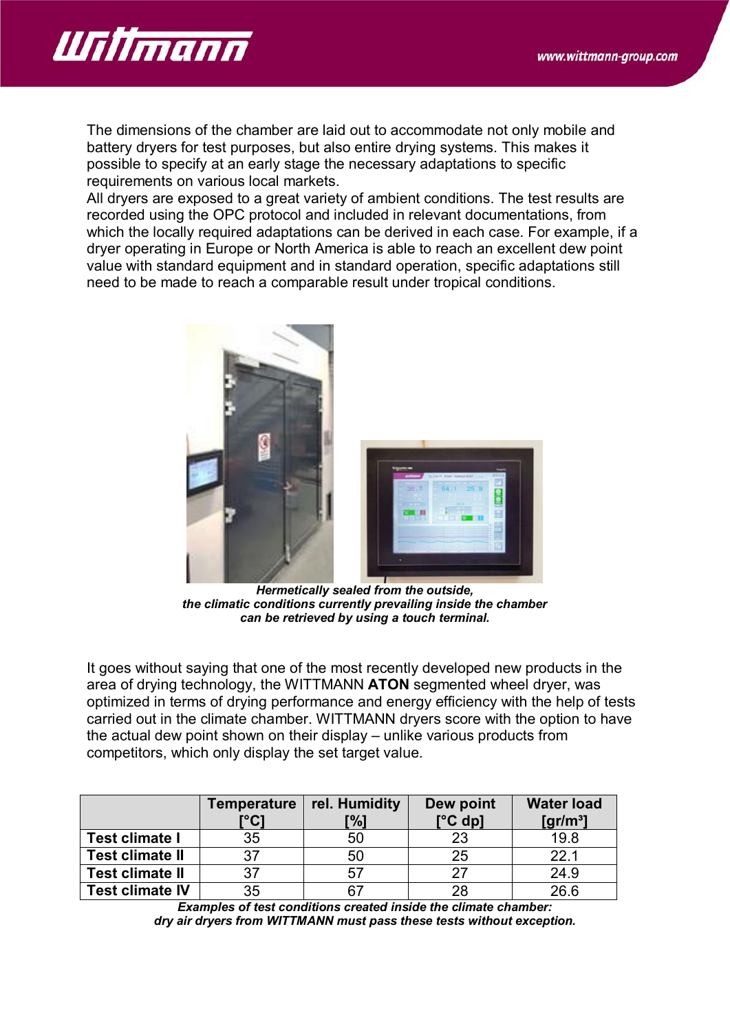The dimensions of the chamber are laid out to accommodate not only mobile and battery dryers for test purposes, but also entire drying systems. This makes it possible to specify at an early stage the necessary adaptations to specific requirements on various local markets.
All dryers are exposed to a great variety of ambient conditions. The test results are recorded using the OPC protocol and included in relevant documentations, from which the locally required adaptations can be derived in each case. For example, if a dryer operating in Europe or North America is able to reach an excellent dew point value with standard equipment and in standard operation, specific adaptations still need to be made to reach a comparable result under tropical conditions.

***Hermetically sealed from the outside, the climatic conditions currently prevailing inside the chamber can be retrieved by using a touch terminal.***

It goes without saying that one of the most recently developed new products in the area of drying technology, the WITTMANN **ATON** segmented wheel dryer, was optimized in terms of drying performance and energy efficiency with the help of tests carried out in the climate chamber. WITTMANN dryers score with the option to have the actual dew point shown on their display – unlike various products from competitors, which only display the set target value.

| | Temperature [°C] | rel. Humidity [%] | Dew point [°C dp] | Water load [gr/m³] |
|---|---|---|---|---|
| **Test climate I** | 35 | 50 | 23 | 19.8 |
| **Test climate II** | 37 | 50 | 25 | 22.1 |
| **Test climate II** | 37 | 57 | 27 | 24.9 |
| **Test climate IV** | 35 | 67 | 28 | 26.6 |

***Examples of test conditions created inside the climate chamber: dry air dryers from WITTMANN must pass these tests without exception.***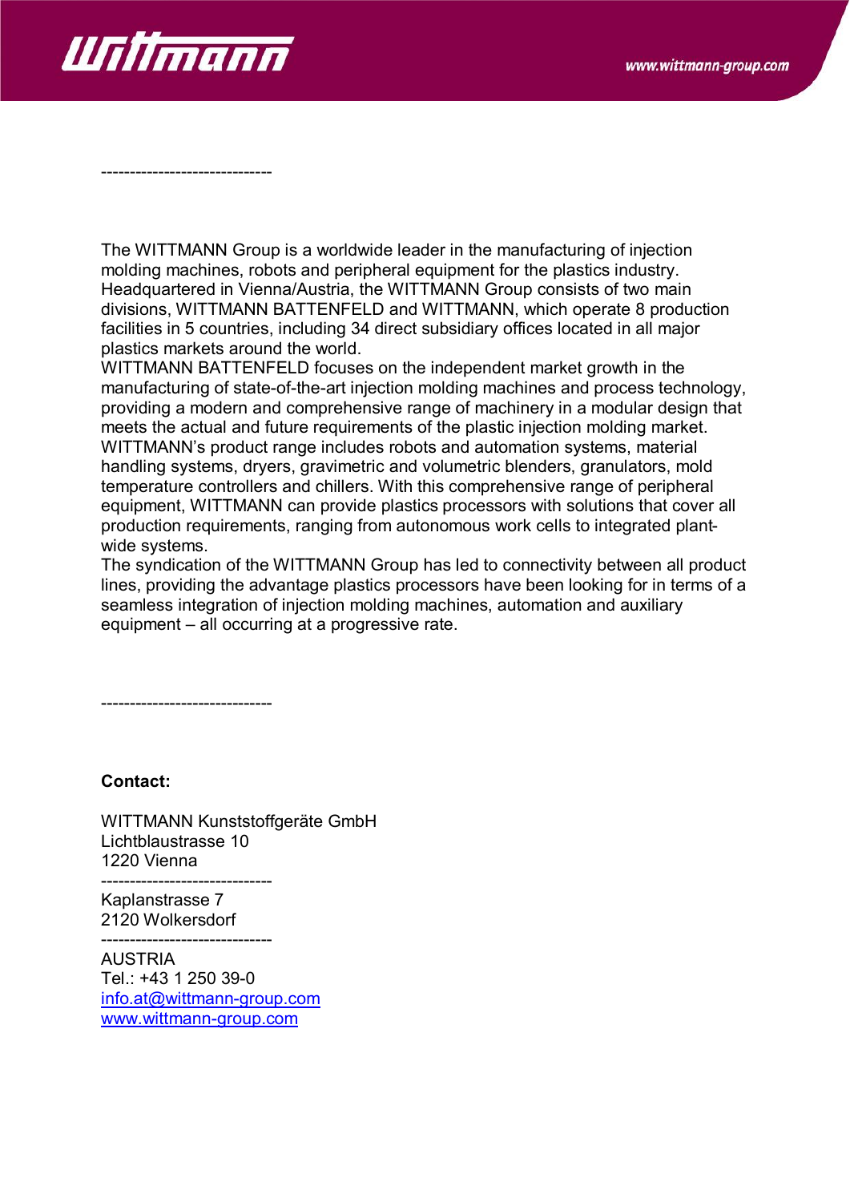------------------------------

The WITTMANN Group is a worldwide leader in the manufacturing of injection molding machines, robots and peripheral equipment for the plastics industry. Headquartered in Vienna/Austria, the WITTMANN Group consists of two main divisions, WITTMANN BATTENFELD and WITTMANN, which operate 8 production facilities in 5 countries, including 34 direct subsidiary offices located in all major plastics markets around the world.
WITTMANN BATTENFELD focuses on the independent market growth in the manufacturing of state-of-the-art injection molding machines and process technology, providing a modern and comprehensive range of machinery in a modular design that meets the actual and future requirements of the plastic injection molding market.
WITTMANN's product range includes robots and automation systems, material handling systems, dryers, gravimetric and volumetric blenders, granulators, mold temperature controllers and chillers. With this comprehensive range of peripheral equipment, WITTMANN can provide plastics processors with solutions that cover all production requirements, ranging from autonomous work cells to integrated plant-wide systems.
The syndication of the WITTMANN Group has led to connectivity between all product lines, providing the advantage plastics processors have been looking for in terms of a seamless integration of injection molding machines, automation and auxiliary equipment – all occurring at a progressive rate.

------------------------------

**Contact:**

WITTMANN Kunststoffgeräte GmbH
Lichtblaustrasse 10
1220 Vienna
------------------------------
Kaplanstrasse 7
2120 Wolkersdorf
------------------------------
AUSTRIA
Tel.: +43 1 250 39-0
info.at@wittmann-group.com
www.wittmann-group.com